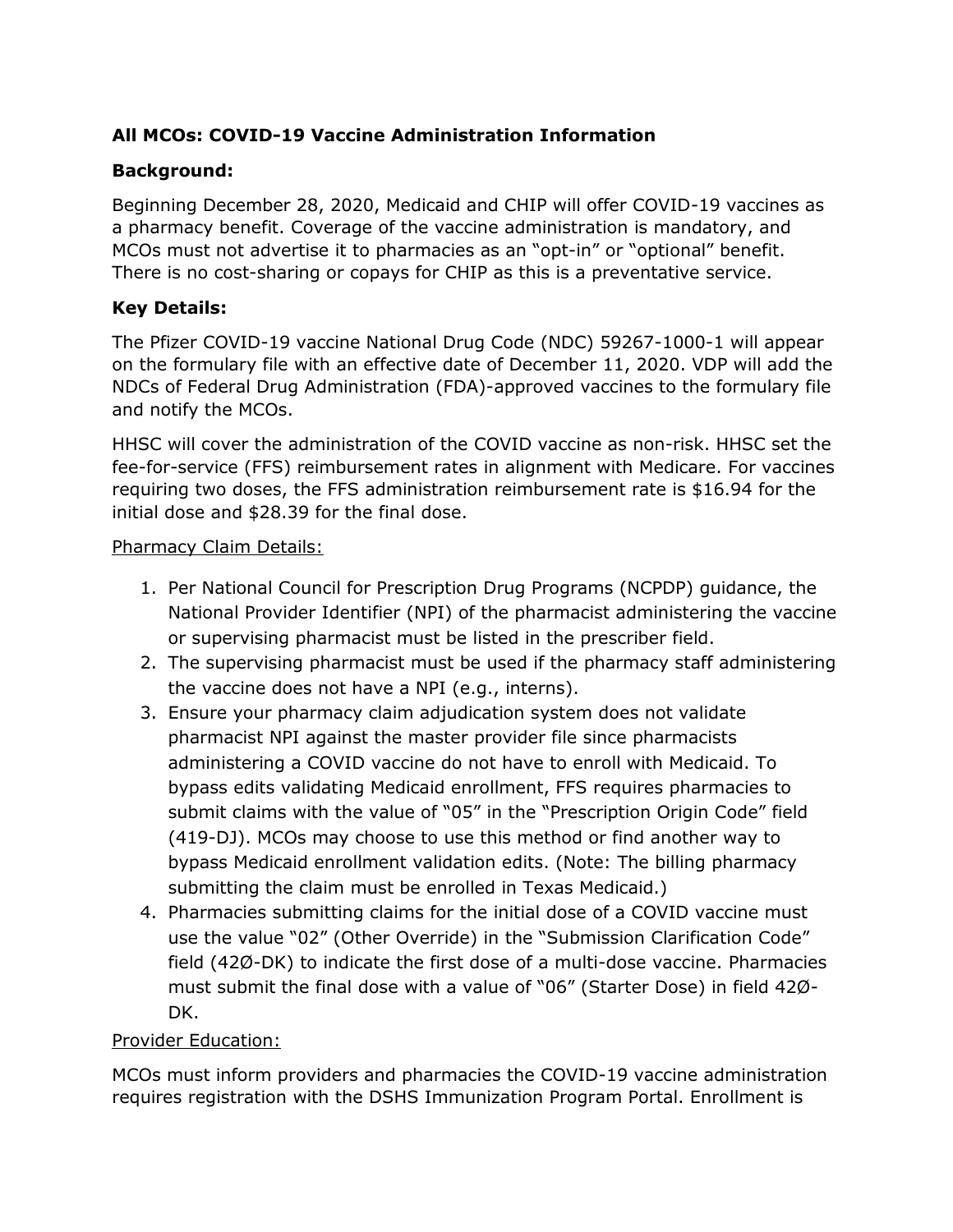**All MCOs: COVID-19 Vaccine Administration Information**

**Background:**

Beginning December 28, 2020, Medicaid and CHIP will offer COVID-19 vaccines as a pharmacy benefit. Coverage of the vaccine administration is mandatory, and MCOs must not advertise it to pharmacies as an "opt-in" or "optional" benefit. There is no cost-sharing or copays for CHIP as this is a preventative service.

**Key Details:**

The Pfizer COVID-19 vaccine National Drug Code (NDC) 59267-1000-1 will appear on the formulary file with an effective date of December 11, 2020. VDP will add the NDCs of Federal Drug Administration (FDA)-approved vaccines to the formulary file and notify the MCOs.

HHSC will cover the administration of the COVID vaccine as non-risk. HHSC set the fee-for-service (FFS) reimbursement rates in alignment with Medicare. For vaccines requiring two doses, the FFS administration reimbursement rate is $16.94 for the initial dose and $28.39 for the final dose.

<u>Pharmacy Claim Details:</u>

1. Per National Council for Prescription Drug Programs (NCPDP) guidance, the National Provider Identifier (NPI) of the pharmacist administering the vaccine or supervising pharmacist must be listed in the prescriber field.
2. The supervising pharmacist must be used if the pharmacy staff administering the vaccine does not have a NPI (e.g., interns).
3. Ensure your pharmacy claim adjudication system does not validate pharmacist NPI against the master provider file since pharmacists administering a COVID vaccine do not have to enroll with Medicaid. To bypass edits validating Medicaid enrollment, FFS requires pharmacies to submit claims with the value of "05" in the "Prescription Origin Code" field (419-DJ). MCOs may choose to use this method or find another way to bypass Medicaid enrollment validation edits. (Note: The billing pharmacy submitting the claim must be enrolled in Texas Medicaid.)
4. Pharmacies submitting claims for the initial dose of a COVID vaccine must use the value "02" (Other Override) in the "Submission Clarification Code" field (42Ø-DK) to indicate the first dose of a multi-dose vaccine. Pharmacies must submit the final dose with a value of "06" (Starter Dose) in field 42Ø-DK.

<u>Provider Education:</u>

MCOs must inform providers and pharmacies the COVID-19 vaccine administration requires registration with the DSHS Immunization Program Portal. Enrollment is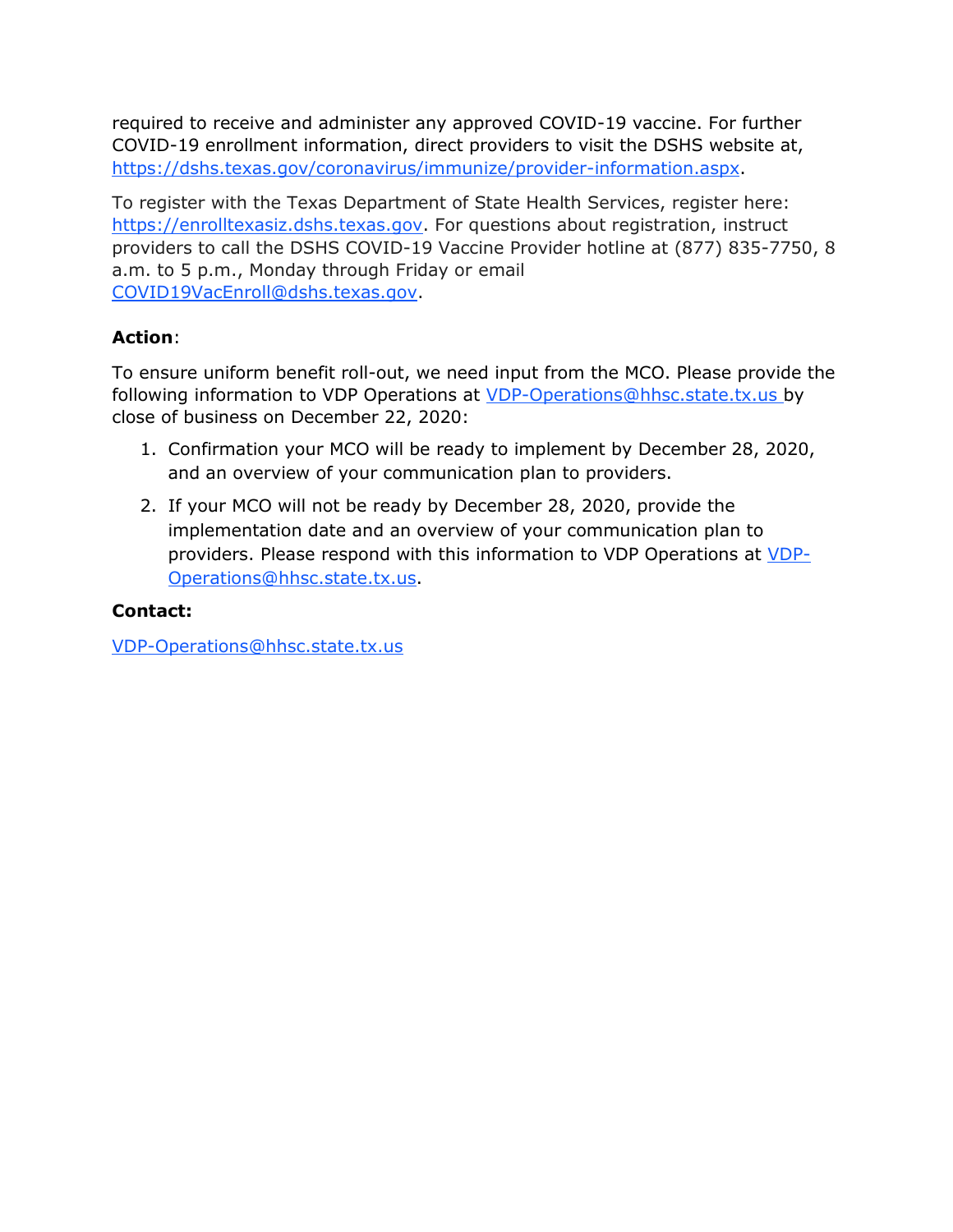required to receive and administer any approved COVID-19 vaccine. For further COVID-19 enrollment information, direct providers to visit the DSHS website at, https://dshs.texas.gov/coronavirus/immunize/provider-information.aspx.

To register with the Texas Department of State Health Services, register here: https://enrolltexasiz.dshs.texas.gov. For questions about registration, instruct providers to call the DSHS COVID-19 Vaccine Provider hotline at (877) 835-7750, 8 a.m. to 5 p.m., Monday through Friday or email COVID19VacEnroll@dshs.texas.gov.

**Action**:

To ensure uniform benefit roll-out, we need input from the MCO. Please provide the following information to VDP Operations at VDP-Operations@hhsc.state.tx.us by close of business on December 22, 2020:

1. Confirmation your MCO will be ready to implement by December 28, 2020, and an overview of your communication plan to providers.
2. If your MCO will not be ready by December 28, 2020, provide the implementation date and an overview of your communication plan to providers. Please respond with this information to VDP Operations at VDP-Operations@hhsc.state.tx.us.

**Contact:**

VDP-Operations@hhsc.state.tx.us